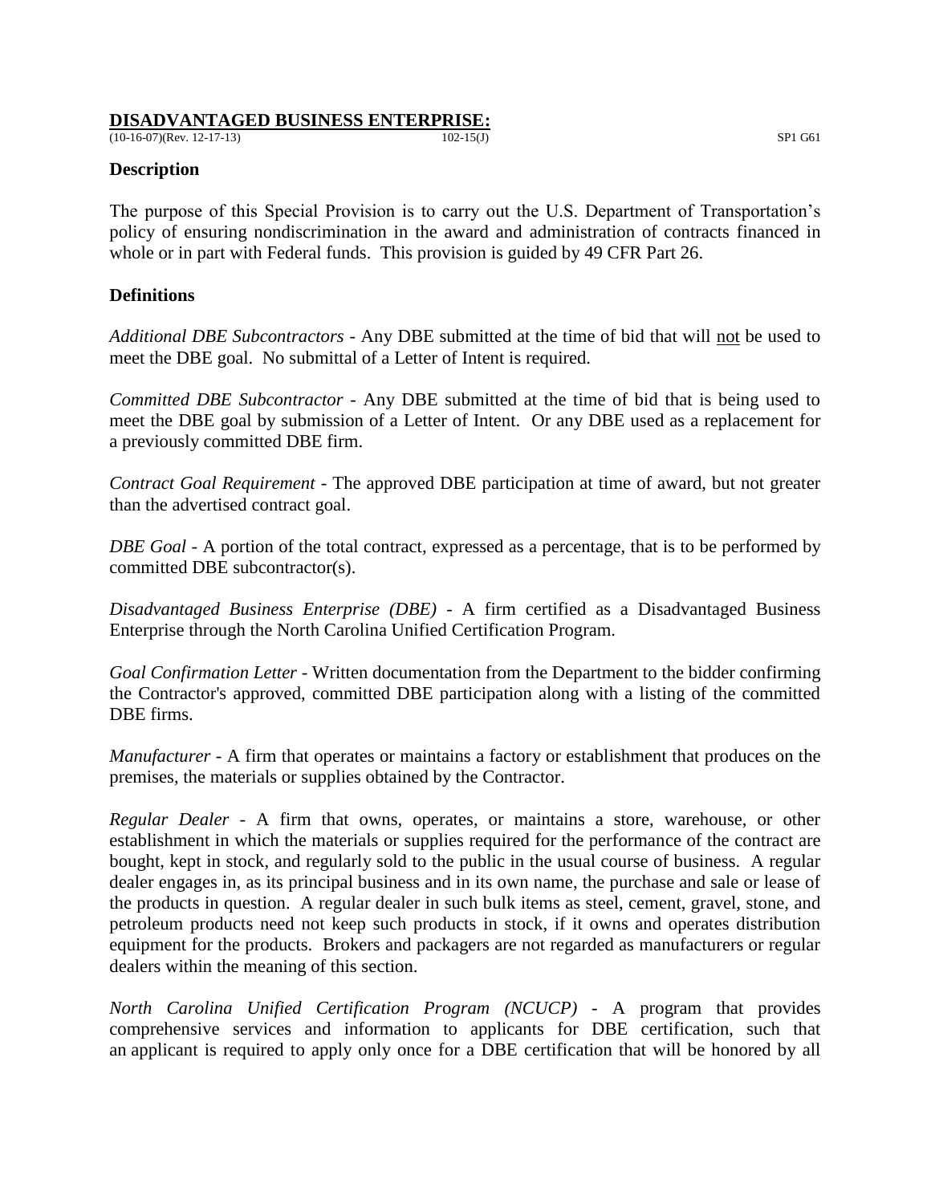# DISADVANTAGED BUSINESS ENTERPRISE:

(10-16-07)(Rev. 12-17-13) 102-15(J) SP1 G61

## Description

The purpose of this Special Provision is to carry out the U.S. Department of Transportation's policy of ensuring nondiscrimination in the award and administration of contracts financed in whole or in part with Federal funds. This provision is guided by 49 CFR Part 26.

## Definitions

*Additional DBE Subcontractors* - Any DBE submitted at the time of bid that will not be used to meet the DBE goal. No submittal of a Letter of Intent is required.

*Committed DBE Subcontractor* - Any DBE submitted at the time of bid that is being used to meet the DBE goal by submission of a Letter of Intent. Or any DBE used as a replacement for a previously committed DBE firm.

*Contract Goal Requirement* - The approved DBE participation at time of award, but not greater than the advertised contract goal.

*DBE Goal* - A portion of the total contract, expressed as a percentage, that is to be performed by committed DBE subcontractor(s).

*Disadvantaged Business Enterprise (DBE)* - A firm certified as a Disadvantaged Business Enterprise through the North Carolina Unified Certification Program.

*Goal Confirmation Letter* - Written documentation from the Department to the bidder confirming the Contractor's approved, committed DBE participation along with a listing of the committed DBE firms.

*Manufacturer* - A firm that operates or maintains a factory or establishment that produces on the premises, the materials or supplies obtained by the Contractor.

*Regular Dealer* - A firm that owns, operates, or maintains a store, warehouse, or other establishment in which the materials or supplies required for the performance of the contract are bought, kept in stock, and regularly sold to the public in the usual course of business. A regular dealer engages in, as its principal business and in its own name, the purchase and sale or lease of the products in question. A regular dealer in such bulk items as steel, cement, gravel, stone, and petroleum products need not keep such products in stock, if it owns and operates distribution equipment for the products. Brokers and packagers are not regarded as manufacturers or regular dealers within the meaning of this section.

*North Carolina Unified Certification Program (NCUCP)* - A program that provides comprehensive services and information to applicants for DBE certification, such that an applicant is required to apply only once for a DBE certification that will be honored by all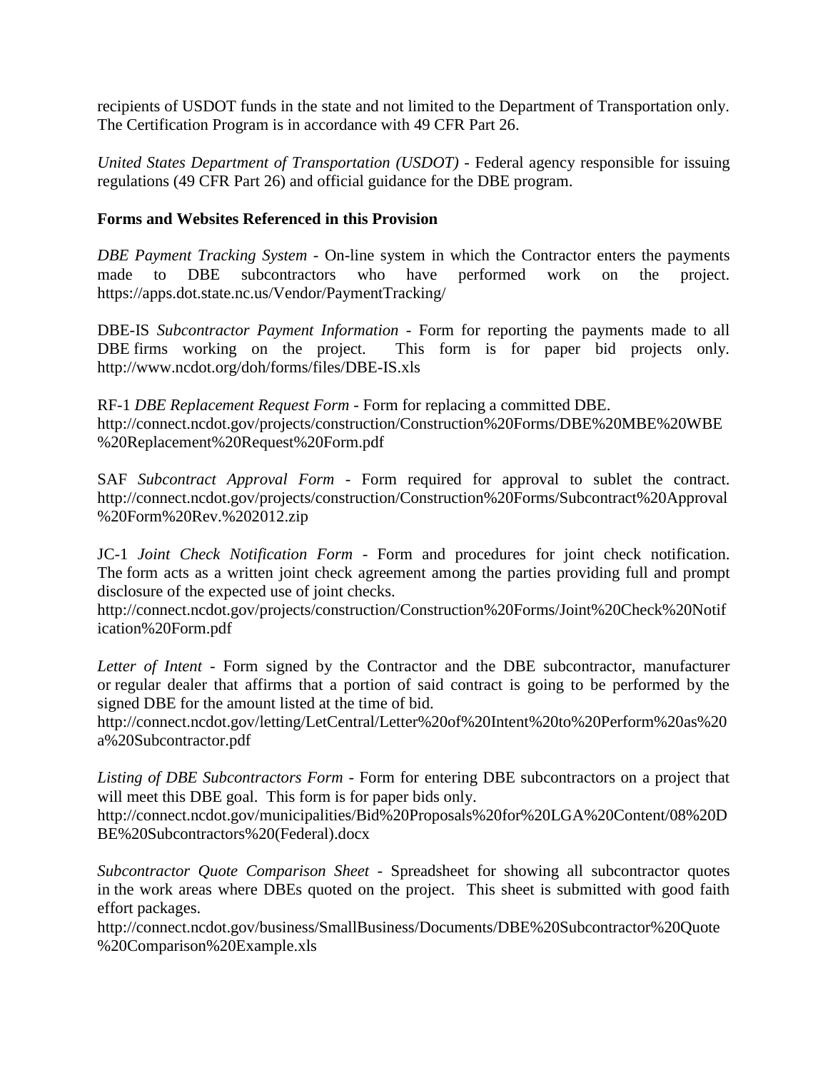recipients of USDOT funds in the state and not limited to the Department of Transportation only. The Certification Program is in accordance with 49 CFR Part 26.

*United States Department of Transportation (USDOT)* - Federal agency responsible for issuing regulations (49 CFR Part 26) and official guidance for the DBE program.

**Forms and Websites Referenced in this Provision**

*DBE Payment Tracking System* - On-line system in which the Contractor enters the payments made to DBE subcontractors who have performed work on the project. https://apps.dot.state.nc.us/Vendor/PaymentTracking/

DBE-IS *Subcontractor Payment Information* - Form for reporting the payments made to all DBE firms working on the project. This form is for paper bid projects only. http://www.ncdot.org/doh/forms/files/DBE-IS.xls

RF-1 *DBE Replacement Request Form* - Form for replacing a committed DBE. http://connect.ncdot.gov/projects/construction/Construction%20Forms/DBE%20MBE%20WBE%20Replacement%20Request%20Form.pdf

SAF *Subcontract Approval Form* - Form required for approval to sublet the contract. http://connect.ncdot.gov/projects/construction/Construction%20Forms/Subcontract%20Approval%20Form%20Rev.%202012.zip

JC-1 *Joint Check Notification Form* - Form and procedures for joint check notification. The form acts as a written joint check agreement among the parties providing full and prompt disclosure of the expected use of joint checks.
http://connect.ncdot.gov/projects/construction/Construction%20Forms/Joint%20Check%20Notification%20Form.pdf

*Letter of Intent* - Form signed by the Contractor and the DBE subcontractor, manufacturer or regular dealer that affirms that a portion of said contract is going to be performed by the signed DBE for the amount listed at the time of bid.
http://connect.ncdot.gov/letting/LetCentral/Letter%20of%20Intent%20to%20Perform%20as%20a%20Subcontractor.pdf

*Listing of DBE Subcontractors Form* - Form for entering DBE subcontractors on a project that will meet this DBE goal. This form is for paper bids only.
http://connect.ncdot.gov/municipalities/Bid%20Proposals%20for%20LGA%20Content/08%20DBE%20Subcontractors%20(Federal).docx

*Subcontractor Quote Comparison Sheet* - Spreadsheet for showing all subcontractor quotes in the work areas where DBEs quoted on the project. This sheet is submitted with good faith effort packages.
http://connect.ncdot.gov/business/SmallBusiness/Documents/DBE%20Subcontractor%20Quote%20Comparison%20Example.xls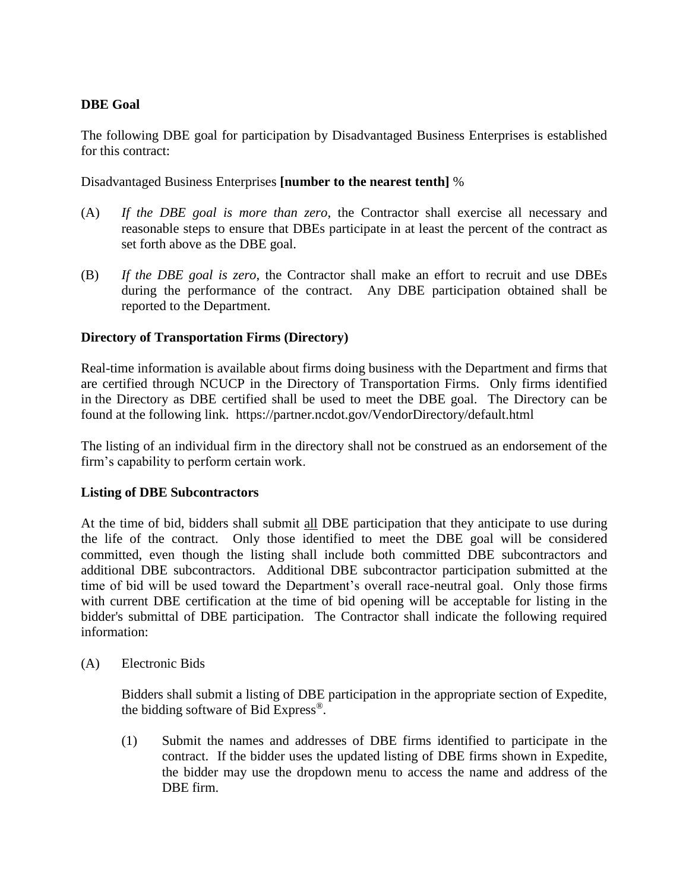**DBE Goal**

The following DBE goal for participation by Disadvantaged Business Enterprises is established for this contract:

Disadvantaged Business Enterprises **[number to the nearest tenth]** %

(A) *If the DBE goal is more than zero*, the Contractor shall exercise all necessary and reasonable steps to ensure that DBEs participate in at least the percent of the contract as set forth above as the DBE goal.

(B) *If the DBE goal is zero*, the Contractor shall make an effort to recruit and use DBEs during the performance of the contract. Any DBE participation obtained shall be reported to the Department.

**Directory of Transportation Firms (Directory)**

Real-time information is available about firms doing business with the Department and firms that are certified through NCUCP in the Directory of Transportation Firms. Only firms identified in the Directory as DBE certified shall be used to meet the DBE goal. The Directory can be found at the following link. https://partner.ncdot.gov/VendorDirectory/default.html

The listing of an individual firm in the directory shall not be construed as an endorsement of the firm's capability to perform certain work.

**Listing of DBE Subcontractors**

At the time of bid, bidders shall submit all DBE participation that they anticipate to use during the life of the contract. Only those identified to meet the DBE goal will be considered committed, even though the listing shall include both committed DBE subcontractors and additional DBE subcontractors. Additional DBE subcontractor participation submitted at the time of bid will be used toward the Department's overall race-neutral goal. Only those firms with current DBE certification at the time of bid opening will be acceptable for listing in the bidder's submittal of DBE participation. The Contractor shall indicate the following required information:

(A) Electronic Bids

Bidders shall submit a listing of DBE participation in the appropriate section of Expedite, the bidding software of Bid Express®.

(1) Submit the names and addresses of DBE firms identified to participate in the contract. If the bidder uses the updated listing of DBE firms shown in Expedite, the bidder may use the dropdown menu to access the name and address of the DBE firm.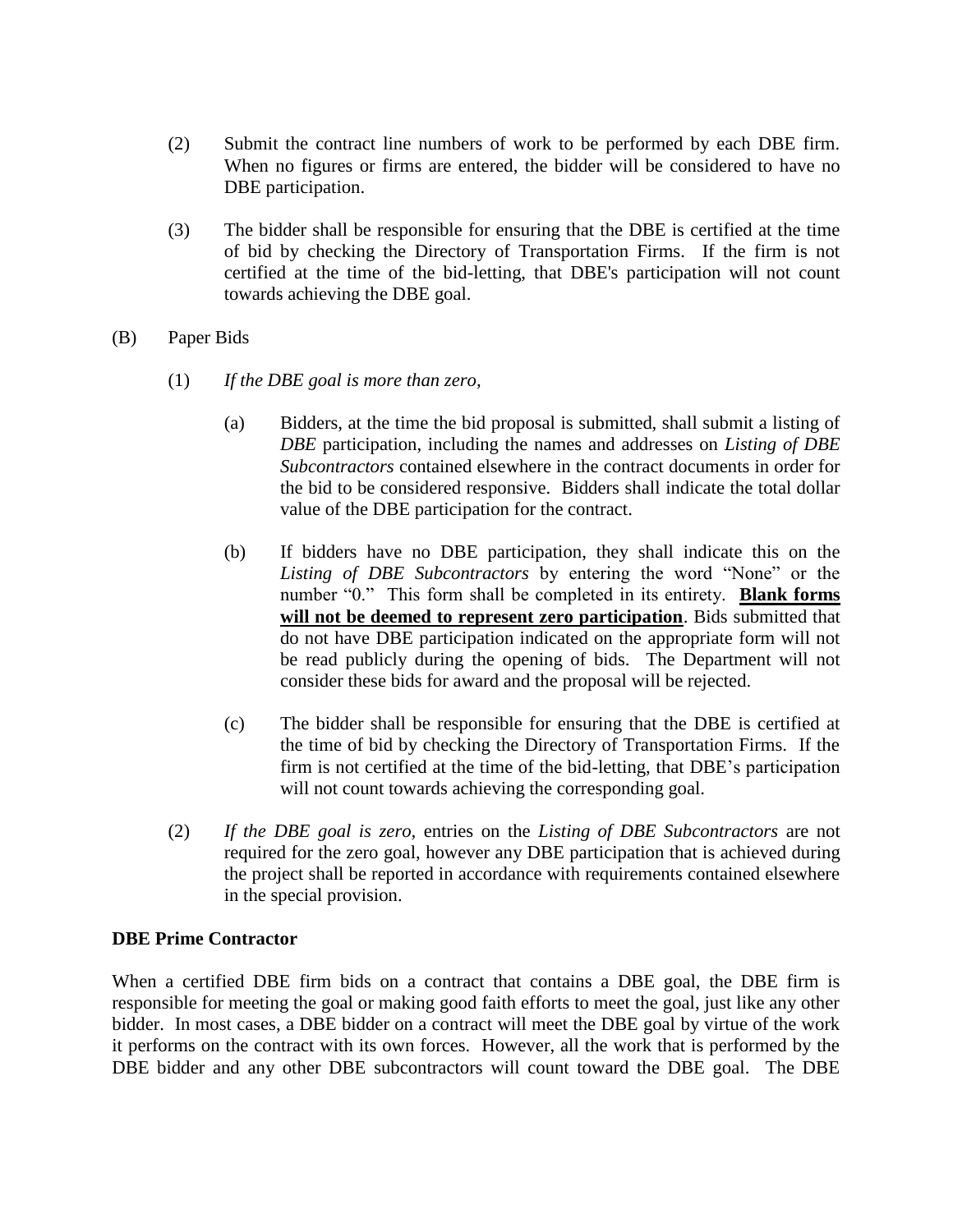(2) Submit the contract line numbers of work to be performed by each DBE firm. When no figures or firms are entered, the bidder will be considered to have no DBE participation.

(3) The bidder shall be responsible for ensuring that the DBE is certified at the time of bid by checking the Directory of Transportation Firms. If the firm is not certified at the time of the bid-letting, that DBE's participation will not count towards achieving the DBE goal.

(B) Paper Bids

(1) *If the DBE goal is more than zero,*

(a) Bidders, at the time the bid proposal is submitted, shall submit a listing of *DBE* participation, including the names and addresses on *Listing of DBE Subcontractors* contained elsewhere in the contract documents in order for the bid to be considered responsive. Bidders shall indicate the total dollar value of the DBE participation for the contract.

(b) If bidders have no DBE participation, they shall indicate this on the *Listing of DBE Subcontractors* by entering the word "None" or the number "0." This form shall be completed in its entirety. **Blank forms will not be deemed to represent zero participation**. Bids submitted that do not have DBE participation indicated on the appropriate form will not be read publicly during the opening of bids. The Department will not consider these bids for award and the proposal will be rejected.

(c) The bidder shall be responsible for ensuring that the DBE is certified at the time of bid by checking the Directory of Transportation Firms. If the firm is not certified at the time of the bid-letting, that DBE's participation will not count towards achieving the corresponding goal.

(2) *If the DBE goal is zero,* entries on the *Listing of DBE Subcontractors* are not required for the zero goal, however any DBE participation that is achieved during the project shall be reported in accordance with requirements contained elsewhere in the special provision.

**DBE Prime Contractor**

When a certified DBE firm bids on a contract that contains a DBE goal, the DBE firm is responsible for meeting the goal or making good faith efforts to meet the goal, just like any other bidder. In most cases, a DBE bidder on a contract will meet the DBE goal by virtue of the work it performs on the contract with its own forces. However, all the work that is performed by the DBE bidder and any other DBE subcontractors will count toward the DBE goal. The DBE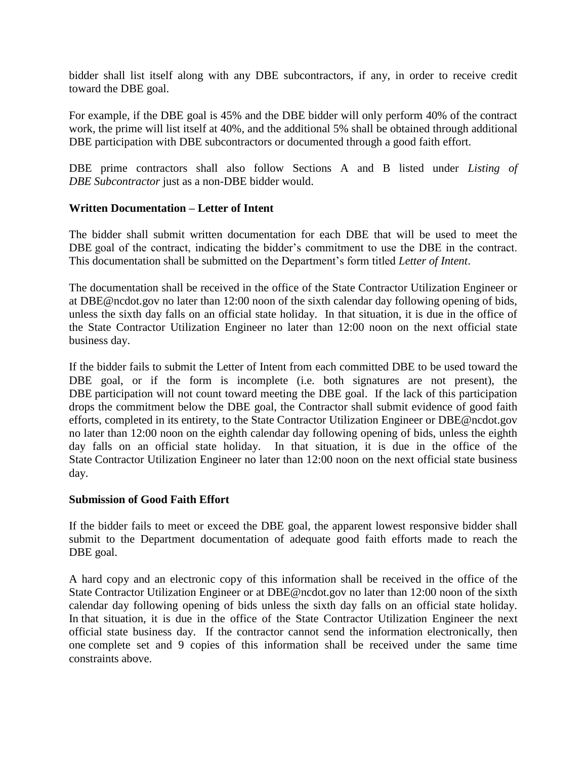bidder shall list itself along with any DBE subcontractors, if any, in order to receive credit toward the DBE goal.

For example, if the DBE goal is 45% and the DBE bidder will only perform 40% of the contract work, the prime will list itself at 40%, and the additional 5% shall be obtained through additional DBE participation with DBE subcontractors or documented through a good faith effort.

DBE prime contractors shall also follow Sections A and B listed under *Listing of DBE Subcontractor* just as a non-DBE bidder would.

**Written Documentation – Letter of Intent**

The bidder shall submit written documentation for each DBE that will be used to meet the DBE goal of the contract, indicating the bidder's commitment to use the DBE in the contract. This documentation shall be submitted on the Department's form titled *Letter of Intent*.

The documentation shall be received in the office of the State Contractor Utilization Engineer or at DBE@ncdot.gov no later than 12:00 noon of the sixth calendar day following opening of bids, unless the sixth day falls on an official state holiday. In that situation, it is due in the office of the State Contractor Utilization Engineer no later than 12:00 noon on the next official state business day.

If the bidder fails to submit the Letter of Intent from each committed DBE to be used toward the DBE goal, or if the form is incomplete (i.e. both signatures are not present), the DBE participation will not count toward meeting the DBE goal. If the lack of this participation drops the commitment below the DBE goal, the Contractor shall submit evidence of good faith efforts, completed in its entirety, to the State Contractor Utilization Engineer or DBE@ncdot.gov no later than 12:00 noon on the eighth calendar day following opening of bids, unless the eighth day falls on an official state holiday. In that situation, it is due in the office of the State Contractor Utilization Engineer no later than 12:00 noon on the next official state business day.

**Submission of Good Faith Effort**

If the bidder fails to meet or exceed the DBE goal, the apparent lowest responsive bidder shall submit to the Department documentation of adequate good faith efforts made to reach the DBE goal.

A hard copy and an electronic copy of this information shall be received in the office of the State Contractor Utilization Engineer or at DBE@ncdot.gov no later than 12:00 noon of the sixth calendar day following opening of bids unless the sixth day falls on an official state holiday. In that situation, it is due in the office of the State Contractor Utilization Engineer the next official state business day. If the contractor cannot send the information electronically, then one complete set and 9 copies of this information shall be received under the same time constraints above.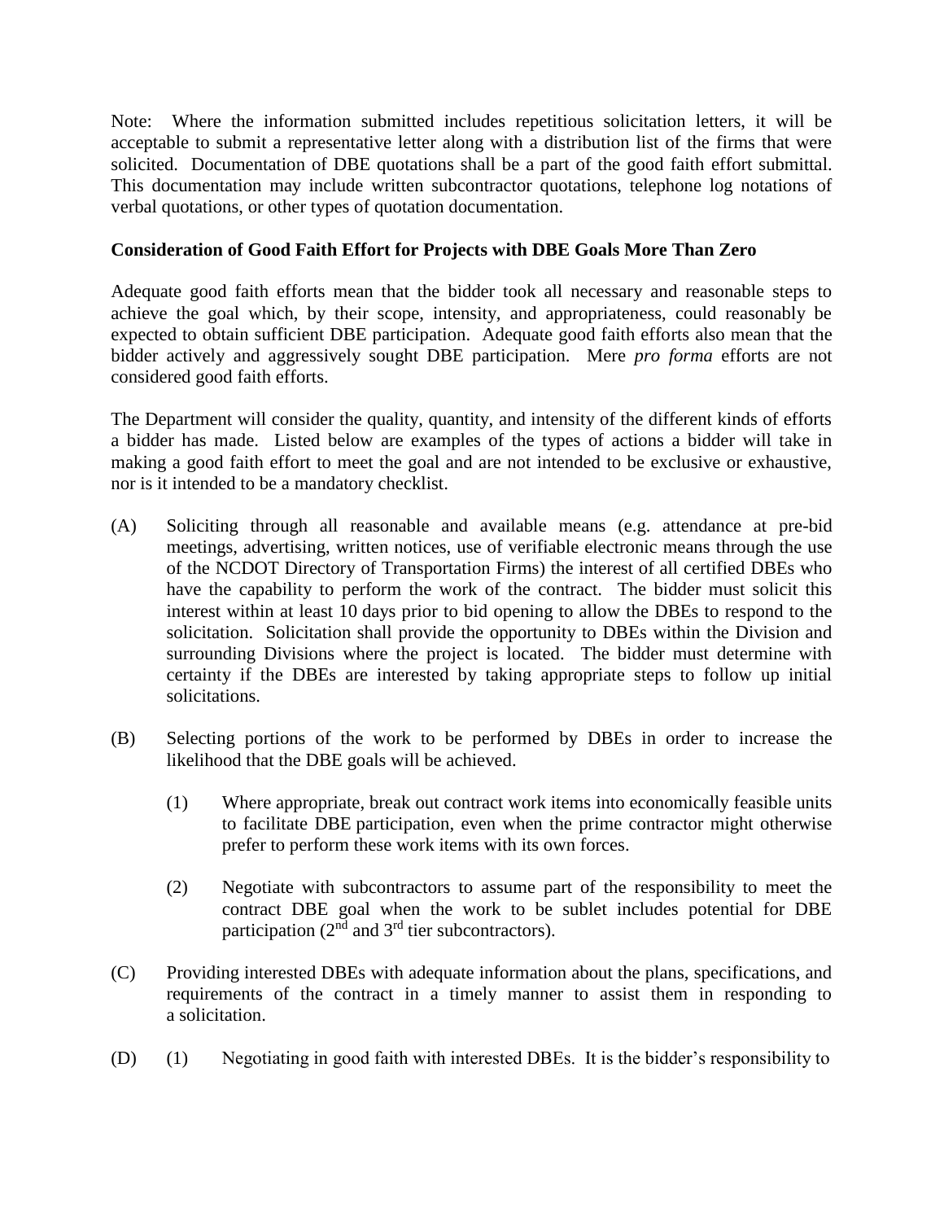Note: Where the information submitted includes repetitious solicitation letters, it will be acceptable to submit a representative letter along with a distribution list of the firms that were solicited. Documentation of DBE quotations shall be a part of the good faith effort submittal. This documentation may include written subcontractor quotations, telephone log notations of verbal quotations, or other types of quotation documentation.

**Consideration of Good Faith Effort for Projects with DBE Goals More Than Zero**

Adequate good faith efforts mean that the bidder took all necessary and reasonable steps to achieve the goal which, by their scope, intensity, and appropriateness, could reasonably be expected to obtain sufficient DBE participation. Adequate good faith efforts also mean that the bidder actively and aggressively sought DBE participation. Mere *pro forma* efforts are not considered good faith efforts.

The Department will consider the quality, quantity, and intensity of the different kinds of efforts a bidder has made. Listed below are examples of the types of actions a bidder will take in making a good faith effort to meet the goal and are not intended to be exclusive or exhaustive, nor is it intended to be a mandatory checklist.

(A) Soliciting through all reasonable and available means (e.g. attendance at pre-bid meetings, advertising, written notices, use of verifiable electronic means through the use of the NCDOT Directory of Transportation Firms) the interest of all certified DBEs who have the capability to perform the work of the contract. The bidder must solicit this interest within at least 10 days prior to bid opening to allow the DBEs to respond to the solicitation. Solicitation shall provide the opportunity to DBEs within the Division and surrounding Divisions where the project is located. The bidder must determine with certainty if the DBEs are interested by taking appropriate steps to follow up initial solicitations.

(B) Selecting portions of the work to be performed by DBEs in order to increase the likelihood that the DBE goals will be achieved.

(1) Where appropriate, break out contract work items into economically feasible units to facilitate DBE participation, even when the prime contractor might otherwise prefer to perform these work items with its own forces.

(2) Negotiate with subcontractors to assume part of the responsibility to meet the contract DBE goal when the work to be sublet includes potential for DBE participation (2nd and 3rd tier subcontractors).

(C) Providing interested DBEs with adequate information about the plans, specifications, and requirements of the contract in a timely manner to assist them in responding to a solicitation.

(D) (1) Negotiating in good faith with interested DBEs. It is the bidder's responsibility to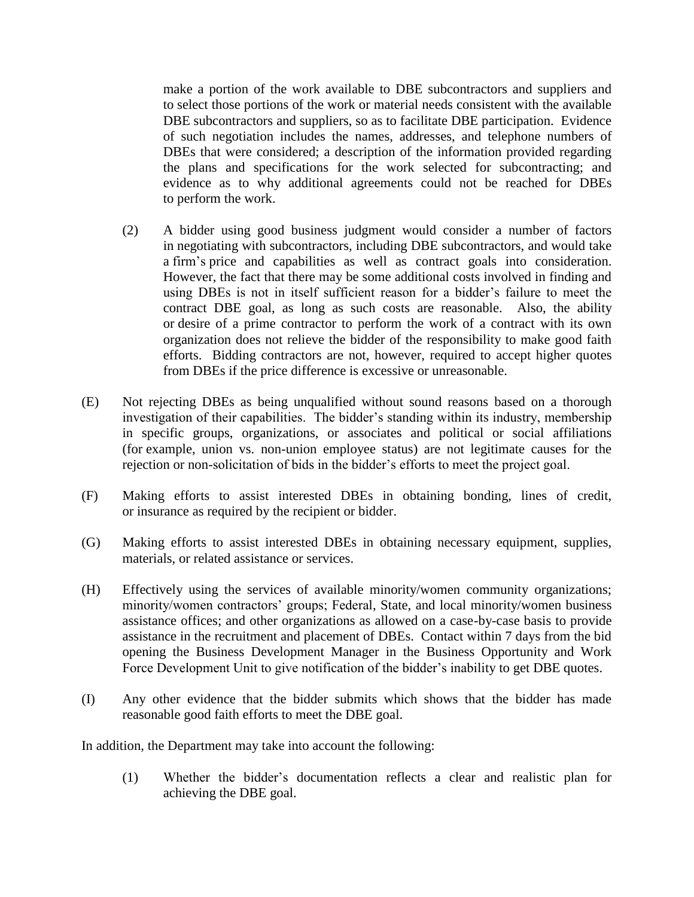make a portion of the work available to DBE subcontractors and suppliers and to select those portions of the work or material needs consistent with the available DBE subcontractors and suppliers, so as to facilitate DBE participation. Evidence of such negotiation includes the names, addresses, and telephone numbers of DBEs that were considered; a description of the information provided regarding the plans and specifications for the work selected for subcontracting; and evidence as to why additional agreements could not be reached for DBEs to perform the work.

(2) A bidder using good business judgment would consider a number of factors in negotiating with subcontractors, including DBE subcontractors, and would take a firm's price and capabilities as well as contract goals into consideration. However, the fact that there may be some additional costs involved in finding and using DBEs is not in itself sufficient reason for a bidder's failure to meet the contract DBE goal, as long as such costs are reasonable. Also, the ability or desire of a prime contractor to perform the work of a contract with its own organization does not relieve the bidder of the responsibility to make good faith efforts. Bidding contractors are not, however, required to accept higher quotes from DBEs if the price difference is excessive or unreasonable.

(E) Not rejecting DBEs as being unqualified without sound reasons based on a thorough investigation of their capabilities. The bidder's standing within its industry, membership in specific groups, organizations, or associates and political or social affiliations (for example, union vs. non-union employee status) are not legitimate causes for the rejection or non-solicitation of bids in the bidder's efforts to meet the project goal.

(F) Making efforts to assist interested DBEs in obtaining bonding, lines of credit, or insurance as required by the recipient or bidder.

(G) Making efforts to assist interested DBEs in obtaining necessary equipment, supplies, materials, or related assistance or services.

(H) Effectively using the services of available minority/women community organizations; minority/women contractors' groups; Federal, State, and local minority/women business assistance offices; and other organizations as allowed on a case-by-case basis to provide assistance in the recruitment and placement of DBEs. Contact within 7 days from the bid opening the Business Development Manager in the Business Opportunity and Work Force Development Unit to give notification of the bidder's inability to get DBE quotes.

(I) Any other evidence that the bidder submits which shows that the bidder has made reasonable good faith efforts to meet the DBE goal.

In addition, the Department may take into account the following:

(1) Whether the bidder's documentation reflects a clear and realistic plan for achieving the DBE goal.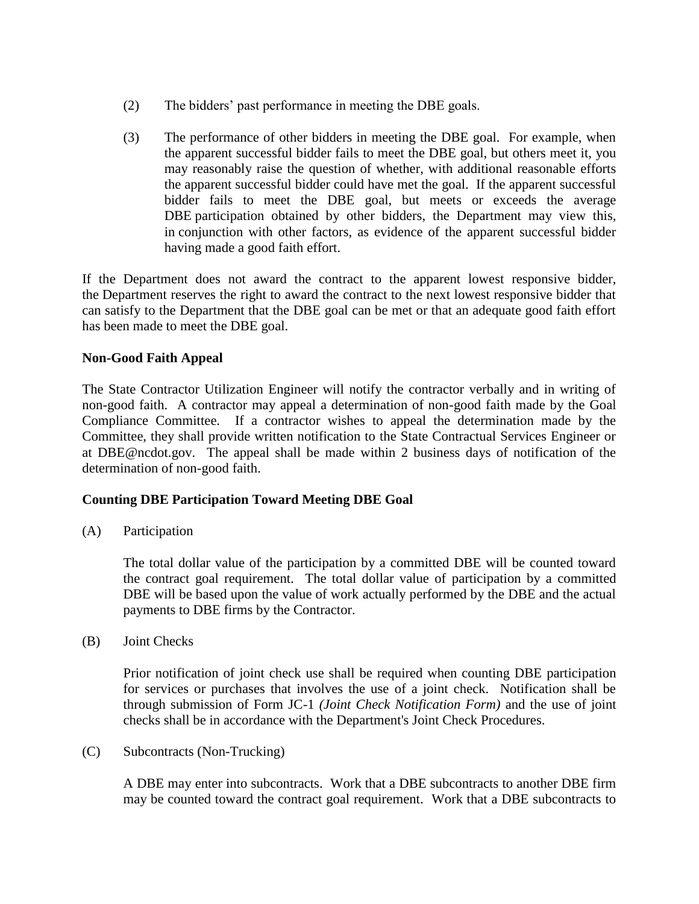(2) The bidders' past performance in meeting the DBE goals.

(3) The performance of other bidders in meeting the DBE goal. For example, when the apparent successful bidder fails to meet the DBE goal, but others meet it, you may reasonably raise the question of whether, with additional reasonable efforts the apparent successful bidder could have met the goal. If the apparent successful bidder fails to meet the DBE goal, but meets or exceeds the average DBE participation obtained by other bidders, the Department may view this, in conjunction with other factors, as evidence of the apparent successful bidder having made a good faith effort.

If the Department does not award the contract to the apparent lowest responsive bidder, the Department reserves the right to award the contract to the next lowest responsive bidder that can satisfy to the Department that the DBE goal can be met or that an adequate good faith effort has been made to meet the DBE goal.

**Non-Good Faith Appeal**

The State Contractor Utilization Engineer will notify the contractor verbally and in writing of non-good faith. A contractor may appeal a determination of non-good faith made by the Goal Compliance Committee. If a contractor wishes to appeal the determination made by the Committee, they shall provide written notification to the State Contractual Services Engineer or at DBE@ncdot.gov. The appeal shall be made within 2 business days of notification of the determination of non-good faith.

**Counting DBE Participation Toward Meeting DBE Goal**

(A) Participation

The total dollar value of the participation by a committed DBE will be counted toward the contract goal requirement. The total dollar value of participation by a committed DBE will be based upon the value of work actually performed by the DBE and the actual payments to DBE firms by the Contractor.

(B) Joint Checks

Prior notification of joint check use shall be required when counting DBE participation for services or purchases that involves the use of a joint check. Notification shall be through submission of Form JC-1 *(Joint Check Notification Form)* and the use of joint checks shall be in accordance with the Department's Joint Check Procedures.

(C) Subcontracts (Non-Trucking)

A DBE may enter into subcontracts. Work that a DBE subcontracts to another DBE firm may be counted toward the contract goal requirement. Work that a DBE subcontracts to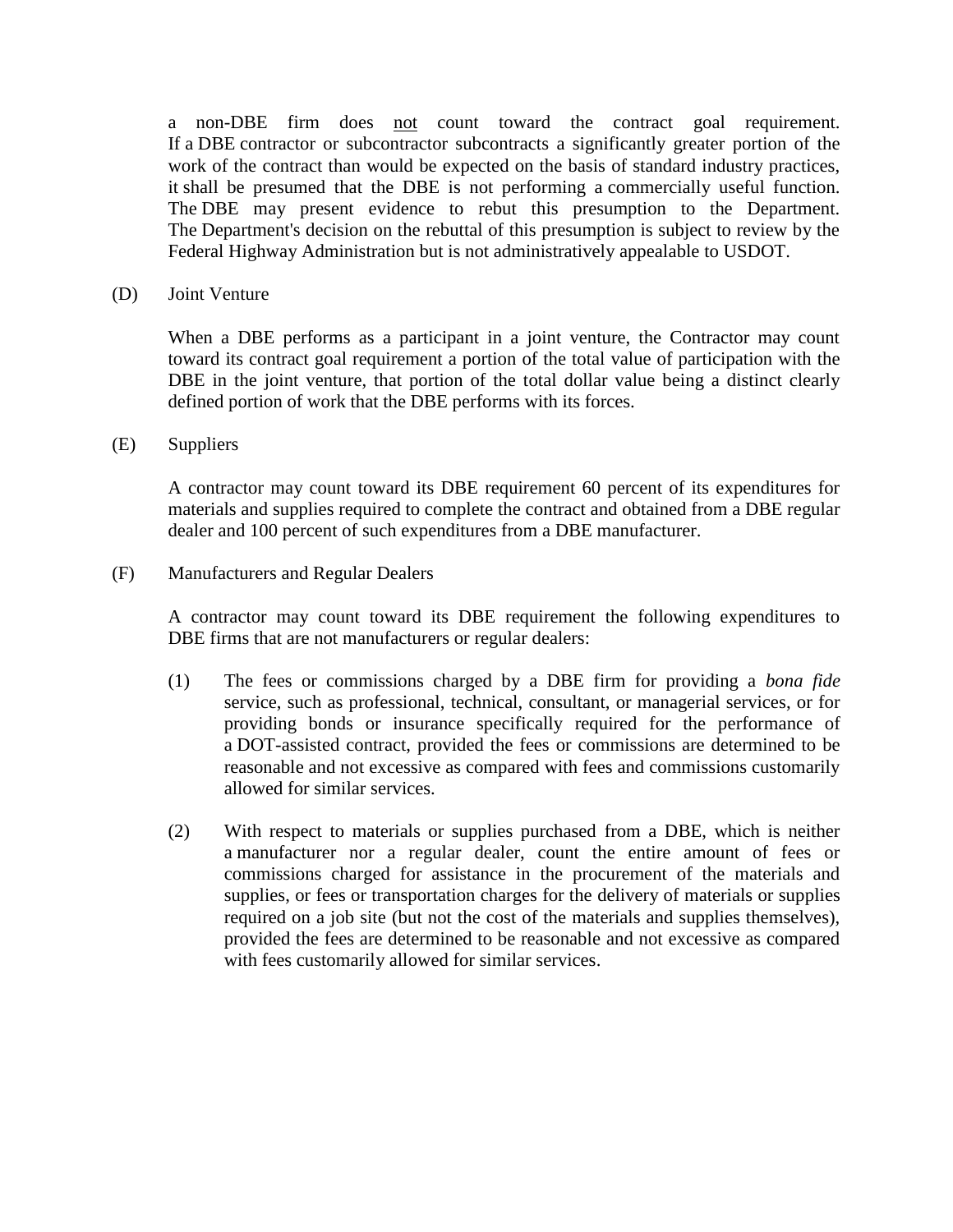a non-DBE firm does <u>not</u> count toward the contract goal requirement. If a DBE contractor or subcontractor subcontracts a significantly greater portion of the work of the contract than would be expected on the basis of standard industry practices, it shall be presumed that the DBE is not performing a commercially useful function. The DBE may present evidence to rebut this presumption to the Department. The Department's decision on the rebuttal of this presumption is subject to review by the Federal Highway Administration but is not administratively appealable to USDOT.

(D) Joint Venture

When a DBE performs as a participant in a joint venture, the Contractor may count toward its contract goal requirement a portion of the total value of participation with the DBE in the joint venture, that portion of the total dollar value being a distinct clearly defined portion of work that the DBE performs with its forces.

(E) Suppliers

A contractor may count toward its DBE requirement 60 percent of its expenditures for materials and supplies required to complete the contract and obtained from a DBE regular dealer and 100 percent of such expenditures from a DBE manufacturer.

(F) Manufacturers and Regular Dealers

A contractor may count toward its DBE requirement the following expenditures to DBE firms that are not manufacturers or regular dealers:

(1) The fees or commissions charged by a DBE firm for providing a *bona fide* service, such as professional, technical, consultant, or managerial services, or for providing bonds or insurance specifically required for the performance of a DOT-assisted contract, provided the fees or commissions are determined to be reasonable and not excessive as compared with fees and commissions customarily allowed for similar services.

(2) With respect to materials or supplies purchased from a DBE, which is neither a manufacturer nor a regular dealer, count the entire amount of fees or commissions charged for assistance in the procurement of the materials and supplies, or fees or transportation charges for the delivery of materials or supplies required on a job site (but not the cost of the materials and supplies themselves), provided the fees are determined to be reasonable and not excessive as compared with fees customarily allowed for similar services.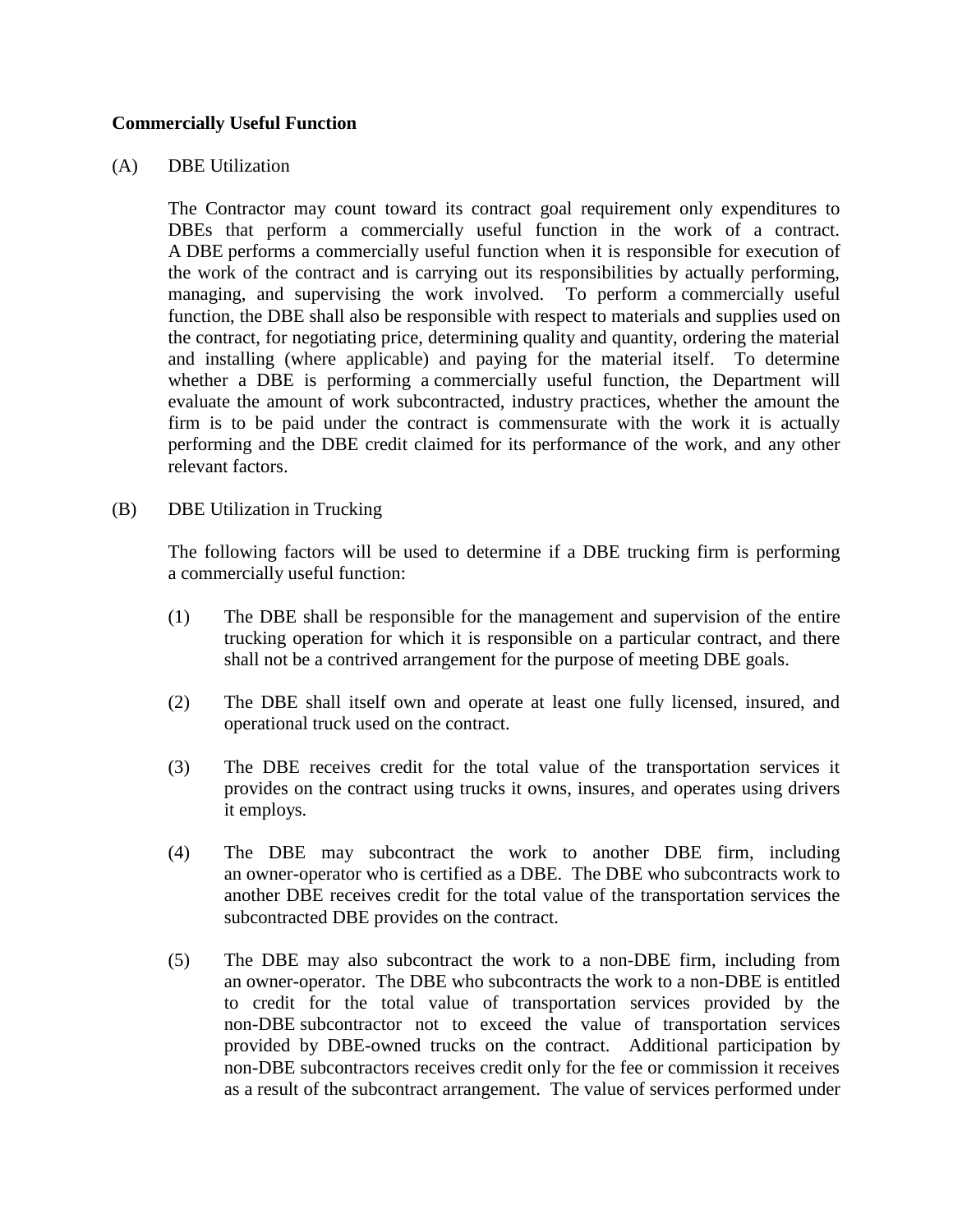**Commercially Useful Function**

(A) DBE Utilization

The Contractor may count toward its contract goal requirement only expenditures to DBEs that perform a commercially useful function in the work of a contract. A DBE performs a commercially useful function when it is responsible for execution of the work of the contract and is carrying out its responsibilities by actually performing, managing, and supervising the work involved. To perform a commercially useful function, the DBE shall also be responsible with respect to materials and supplies used on the contract, for negotiating price, determining quality and quantity, ordering the material and installing (where applicable) and paying for the material itself. To determine whether a DBE is performing a commercially useful function, the Department will evaluate the amount of work subcontracted, industry practices, whether the amount the firm is to be paid under the contract is commensurate with the work it is actually performing and the DBE credit claimed for its performance of the work, and any other relevant factors.

(B) DBE Utilization in Trucking

The following factors will be used to determine if a DBE trucking firm is performing a commercially useful function:

(1) The DBE shall be responsible for the management and supervision of the entire trucking operation for which it is responsible on a particular contract, and there shall not be a contrived arrangement for the purpose of meeting DBE goals.

(2) The DBE shall itself own and operate at least one fully licensed, insured, and operational truck used on the contract.

(3) The DBE receives credit for the total value of the transportation services it provides on the contract using trucks it owns, insures, and operates using drivers it employs.

(4) The DBE may subcontract the work to another DBE firm, including an owner-operator who is certified as a DBE. The DBE who subcontracts work to another DBE receives credit for the total value of the transportation services the subcontracted DBE provides on the contract.

(5) The DBE may also subcontract the work to a non-DBE firm, including from an owner-operator. The DBE who subcontracts the work to a non-DBE is entitled to credit for the total value of transportation services provided by the non-DBE subcontractor not to exceed the value of transportation services provided by DBE-owned trucks on the contract. Additional participation by non-DBE subcontractors receives credit only for the fee or commission it receives as a result of the subcontract arrangement. The value of services performed under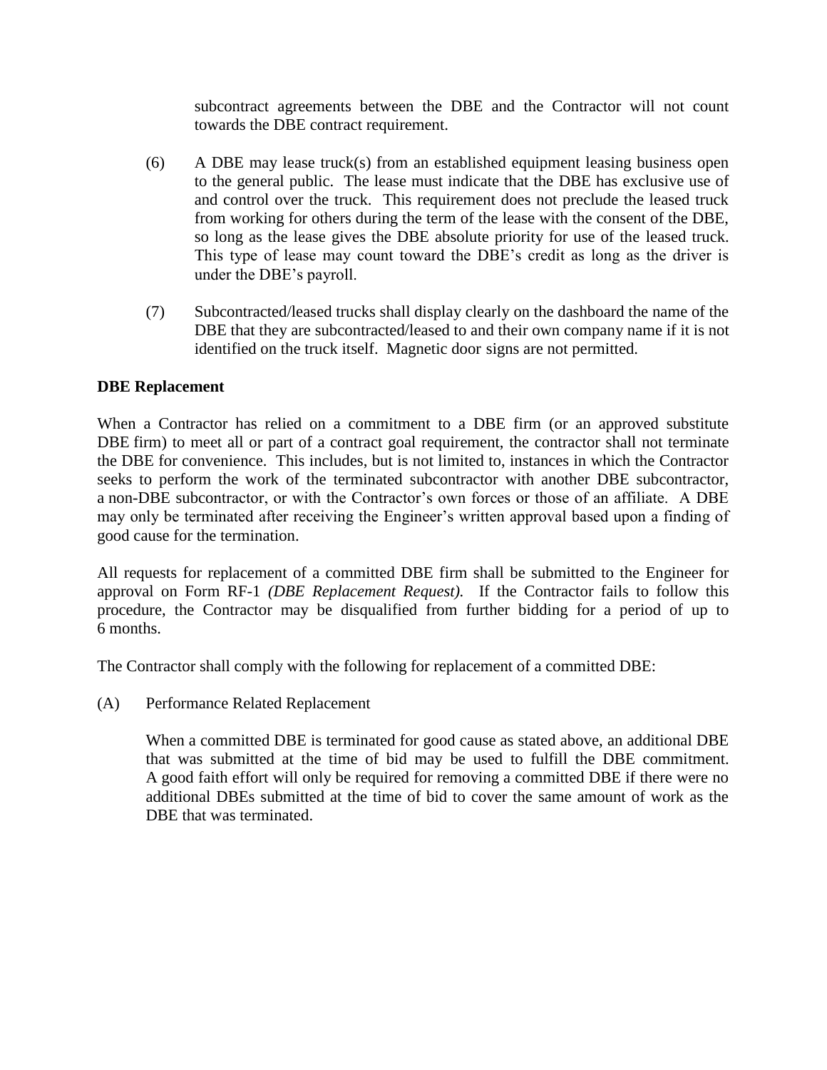subcontract agreements between the DBE and the Contractor will not count towards the DBE contract requirement.

(6) A DBE may lease truck(s) from an established equipment leasing business open to the general public. The lease must indicate that the DBE has exclusive use of and control over the truck. This requirement does not preclude the leased truck from working for others during the term of the lease with the consent of the DBE, so long as the lease gives the DBE absolute priority for use of the leased truck. This type of lease may count toward the DBE's credit as long as the driver is under the DBE's payroll.

(7) Subcontracted/leased trucks shall display clearly on the dashboard the name of the DBE that they are subcontracted/leased to and their own company name if it is not identified on the truck itself. Magnetic door signs are not permitted.

**DBE Replacement**

When a Contractor has relied on a commitment to a DBE firm (or an approved substitute DBE firm) to meet all or part of a contract goal requirement, the contractor shall not terminate the DBE for convenience. This includes, but is not limited to, instances in which the Contractor seeks to perform the work of the terminated subcontractor with another DBE subcontractor, a non-DBE subcontractor, or with the Contractor's own forces or those of an affiliate. A DBE may only be terminated after receiving the Engineer's written approval based upon a finding of good cause for the termination.

All requests for replacement of a committed DBE firm shall be submitted to the Engineer for approval on Form RF-1 *(DBE Replacement Request).* If the Contractor fails to follow this procedure, the Contractor may be disqualified from further bidding for a period of up to 6 months.

The Contractor shall comply with the following for replacement of a committed DBE:

(A) Performance Related Replacement

When a committed DBE is terminated for good cause as stated above, an additional DBE that was submitted at the time of bid may be used to fulfill the DBE commitment. A good faith effort will only be required for removing a committed DBE if there were no additional DBEs submitted at the time of bid to cover the same amount of work as the DBE that was terminated.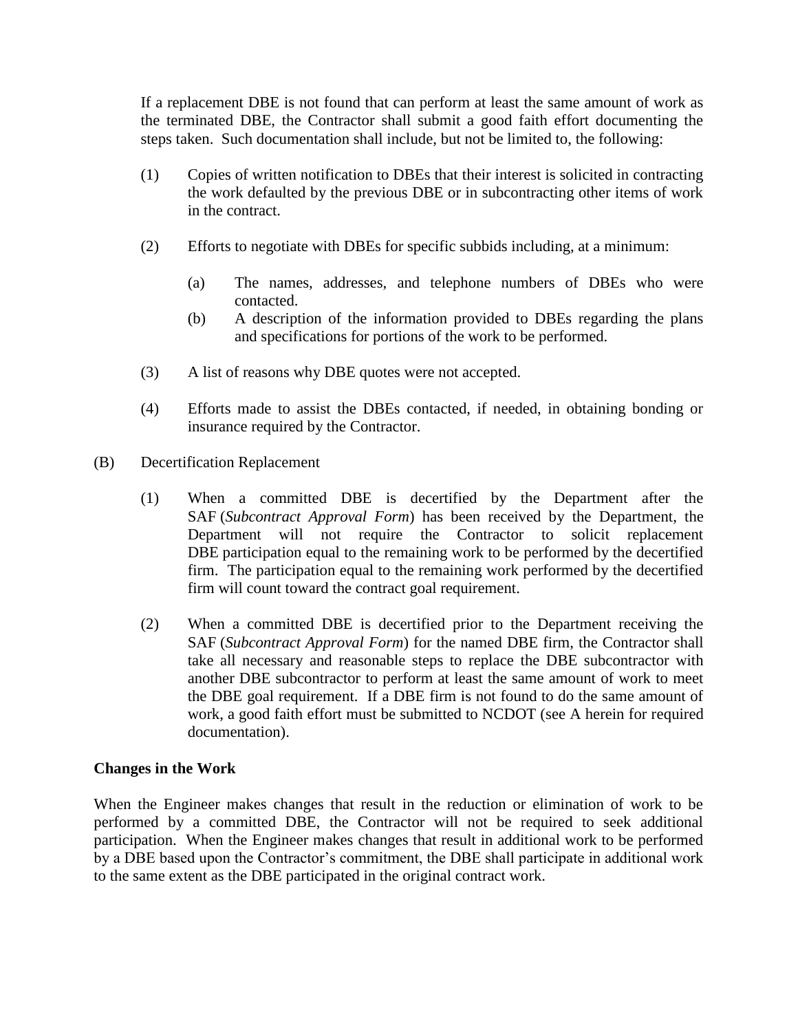If a replacement DBE is not found that can perform at least the same amount of work as the terminated DBE, the Contractor shall submit a good faith effort documenting the steps taken. Such documentation shall include, but not be limited to, the following:

(1) Copies of written notification to DBEs that their interest is solicited in contracting the work defaulted by the previous DBE or in subcontracting other items of work in the contract.

(2) Efforts to negotiate with DBEs for specific subbids including, at a minimum:

   (a) The names, addresses, and telephone numbers of DBEs who were contacted.
   (b) A description of the information provided to DBEs regarding the plans and specifications for portions of the work to be performed.

(3) A list of reasons why DBE quotes were not accepted.

(4) Efforts made to assist the DBEs contacted, if needed, in obtaining bonding or insurance required by the Contractor.

(B) Decertification Replacement

(1) When a committed DBE is decertified by the Department after the SAF (*Subcontract Approval Form*) has been received by the Department, the Department will not require the Contractor to solicit replacement DBE participation equal to the remaining work to be performed by the decertified firm. The participation equal to the remaining work performed by the decertified firm will count toward the contract goal requirement.

(2) When a committed DBE is decertified prior to the Department receiving the SAF (*Subcontract Approval Form*) for the named DBE firm, the Contractor shall take all necessary and reasonable steps to replace the DBE subcontractor with another DBE subcontractor to perform at least the same amount of work to meet the DBE goal requirement. If a DBE firm is not found to do the same amount of work, a good faith effort must be submitted to NCDOT (see A herein for required documentation).

**Changes in the Work**

When the Engineer makes changes that result in the reduction or elimination of work to be performed by a committed DBE, the Contractor will not be required to seek additional participation. When the Engineer makes changes that result in additional work to be performed by a DBE based upon the Contractor's commitment, the DBE shall participate in additional work to the same extent as the DBE participated in the original contract work.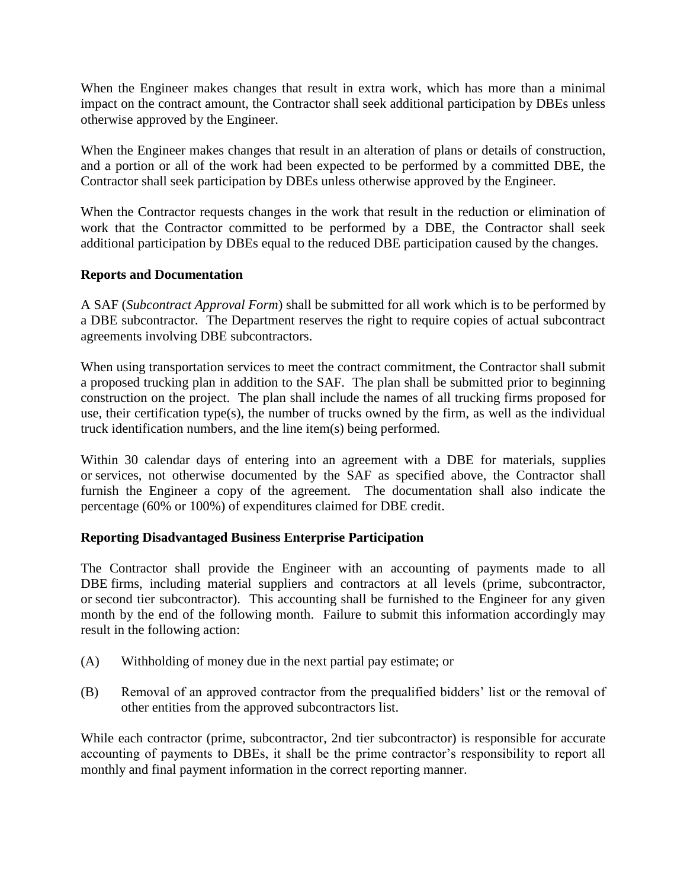When the Engineer makes changes that result in extra work, which has more than a minimal impact on the contract amount, the Contractor shall seek additional participation by DBEs unless otherwise approved by the Engineer.

When the Engineer makes changes that result in an alteration of plans or details of construction, and a portion or all of the work had been expected to be performed by a committed DBE, the Contractor shall seek participation by DBEs unless otherwise approved by the Engineer.

When the Contractor requests changes in the work that result in the reduction or elimination of work that the Contractor committed to be performed by a DBE, the Contractor shall seek additional participation by DBEs equal to the reduced DBE participation caused by the changes.

**Reports and Documentation**

A SAF (*Subcontract Approval Form*) shall be submitted for all work which is to be performed by a DBE subcontractor. The Department reserves the right to require copies of actual subcontract agreements involving DBE subcontractors.

When using transportation services to meet the contract commitment, the Contractor shall submit a proposed trucking plan in addition to the SAF. The plan shall be submitted prior to beginning construction on the project. The plan shall include the names of all trucking firms proposed for use, their certification type(s), the number of trucks owned by the firm, as well as the individual truck identification numbers, and the line item(s) being performed.

Within 30 calendar days of entering into an agreement with a DBE for materials, supplies or services, not otherwise documented by the SAF as specified above, the Contractor shall furnish the Engineer a copy of the agreement. The documentation shall also indicate the percentage (60% or 100%) of expenditures claimed for DBE credit.

**Reporting Disadvantaged Business Enterprise Participation**

The Contractor shall provide the Engineer with an accounting of payments made to all DBE firms, including material suppliers and contractors at all levels (prime, subcontractor, or second tier subcontractor). This accounting shall be furnished to the Engineer for any given month by the end of the following month. Failure to submit this information accordingly may result in the following action:

(A) Withholding of money due in the next partial pay estimate; or

(B) Removal of an approved contractor from the prequalified bidders' list or the removal of other entities from the approved subcontractors list.

While each contractor (prime, subcontractor, 2nd tier subcontractor) is responsible for accurate accounting of payments to DBEs, it shall be the prime contractor's responsibility to report all monthly and final payment information in the correct reporting manner.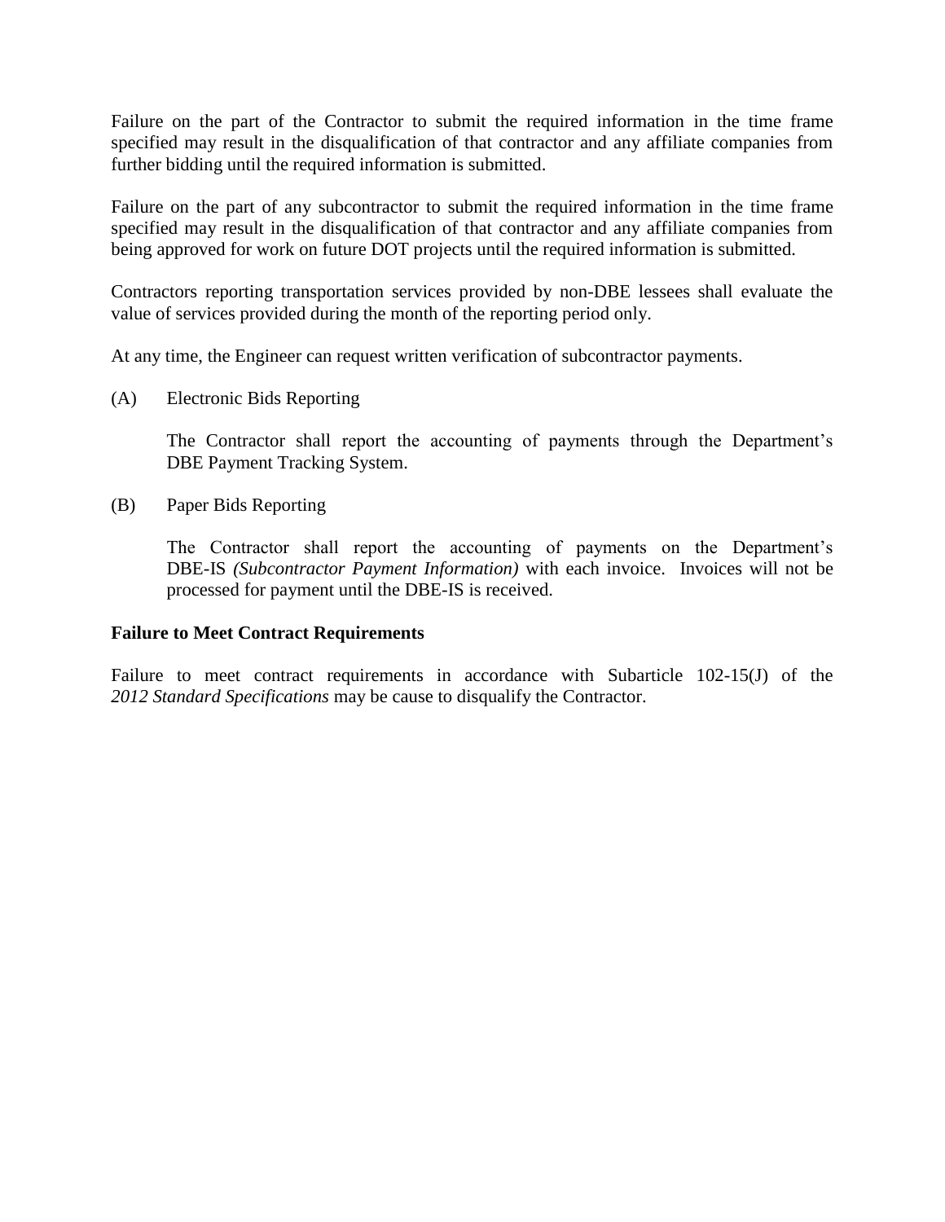Failure on the part of the Contractor to submit the required information in the time frame specified may result in the disqualification of that contractor and any affiliate companies from further bidding until the required information is submitted.

Failure on the part of any subcontractor to submit the required information in the time frame specified may result in the disqualification of that contractor and any affiliate companies from being approved for work on future DOT projects until the required information is submitted.

Contractors reporting transportation services provided by non-DBE lessees shall evaluate the value of services provided during the month of the reporting period only.

At any time, the Engineer can request written verification of subcontractor payments.

(A) Electronic Bids Reporting

The Contractor shall report the accounting of payments through the Department's DBE Payment Tracking System.

(B) Paper Bids Reporting

The Contractor shall report the accounting of payments on the Department's DBE-IS *(Subcontractor Payment Information)* with each invoice. Invoices will not be processed for payment until the DBE-IS is received.

**Failure to Meet Contract Requirements**

Failure to meet contract requirements in accordance with Subarticle 102-15(J) of the *2012 Standard Specifications* may be cause to disqualify the Contractor.